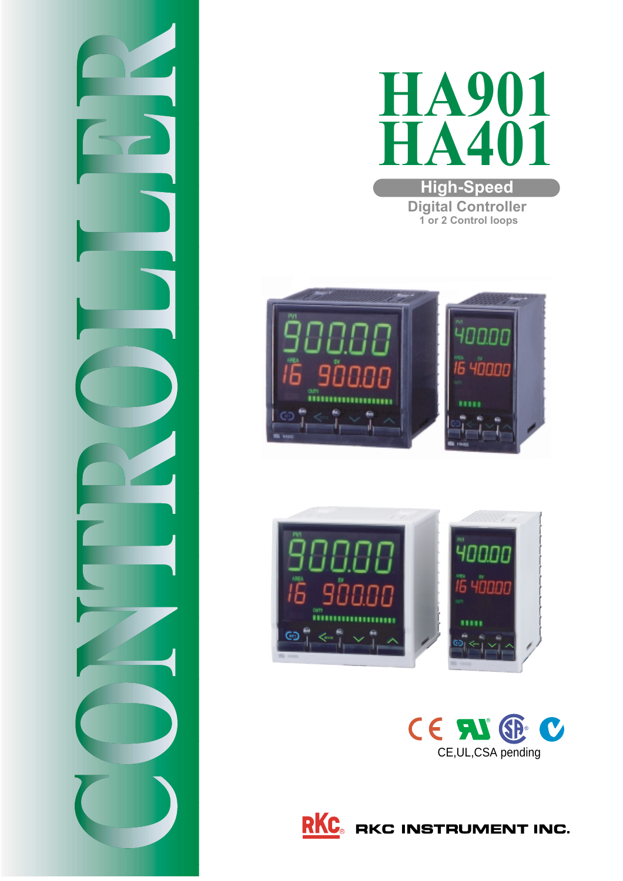# HA901
# HA401

**High-Speed**

**Digital Controller**

1 or 2 Control loops

CONTROLLER

CE,UL,CSA pending

RKC INSTRUMENT INC.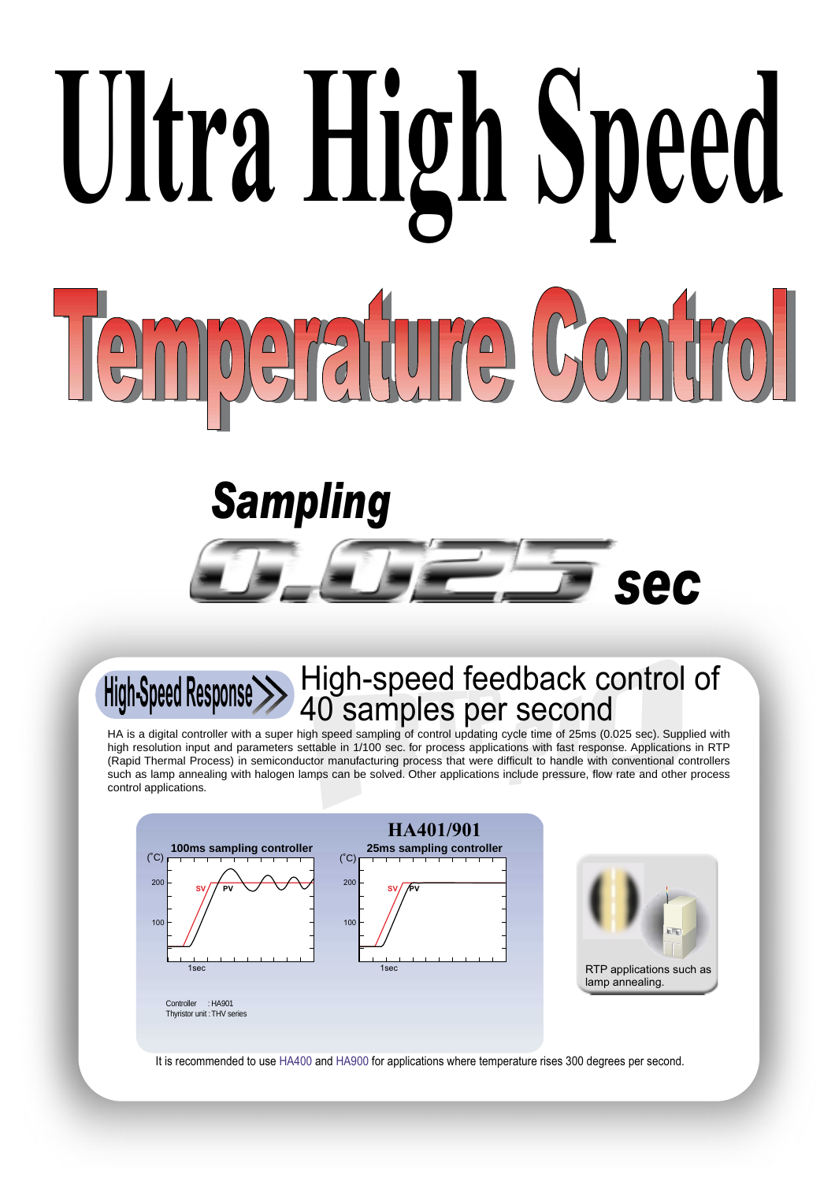# Ultra High Speed

# Temperature Control

## Sampling 0.025 sec

### High-Speed Response — High-speed feedback control of 40 samples per second

HA is a digital controller with a super high speed sampling of control updating cycle time of 25ms (0.025 sec). Supplied with high resolution input and parameters settable in 1/100 sec. for process applications with fast response. Applications in RTP (Rapid Thermal Process) in semiconductor manufacturing process that were difficult to handle with conventional controllers such as lamp annealing with halogen lamps can be solved. Other applications include pressure, flow rate and other process control applications.

**HA401/901**

100ms sampling controller

25ms sampling controller

Controller : HA901
Thyristor unit : THV series

RTP applications such as lamp annealing.

It is recommended to use HA400 and HA900 for applications where temperature rises 300 degrees per second.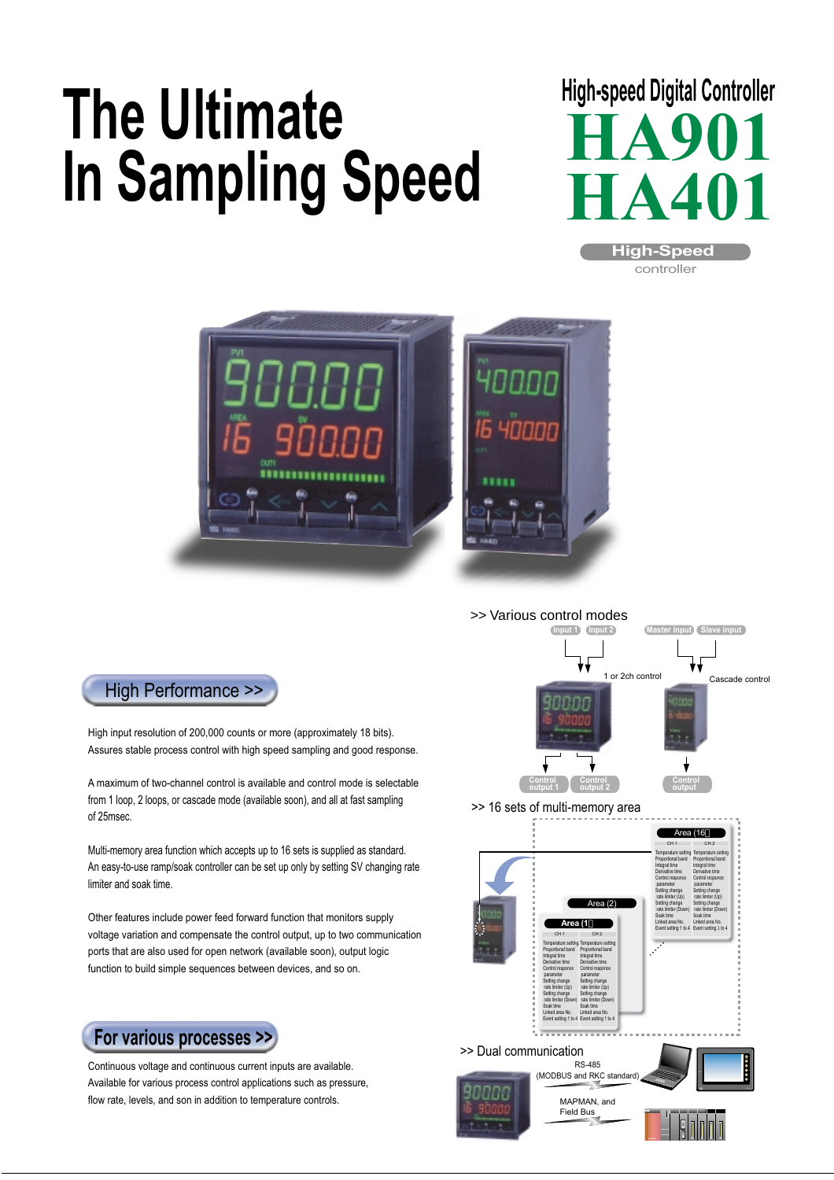# The Ultimate In Sampling Speed

High-speed Digital Controller

# HA901 HA401

High-Speed controller

>> Various control modes

Input 1 Input 2 — 1 or 2ch control — Control output 1, Control output 2

Master input Slave input — Cascade control — Control output

>> 16 sets of multi-memory area

>> Dual communication

RS-485 (MODBUS and RKC standard)

MAPMAN, and Field Bus

## High Performance >>

High input resolution of 200,000 counts or more (approximately 18 bits). Assures stable process control with high speed sampling and good response.

A maximum of two-channel control is available and control mode is selectable from 1 loop, 2 loops, or cascade mode (available soon), and all at fast sampling of 25msec.

Multi-memory area function which accepts up to 16 sets is supplied as standard. An easy-to-use ramp/soak controller can be set up only by setting SV changing rate limiter and soak time.

Other features include power feed forward function that monitors supply voltage variation and compensate the control output, up to two communication ports that are also used for open network (available soon), output logic function to build simple sequences between devices, and so on.

## For various processes >>

Continuous voltage and continuous current inputs are available. Available for various process control applications such as pressure, flow rate, levels, and son in addition to temperature controls.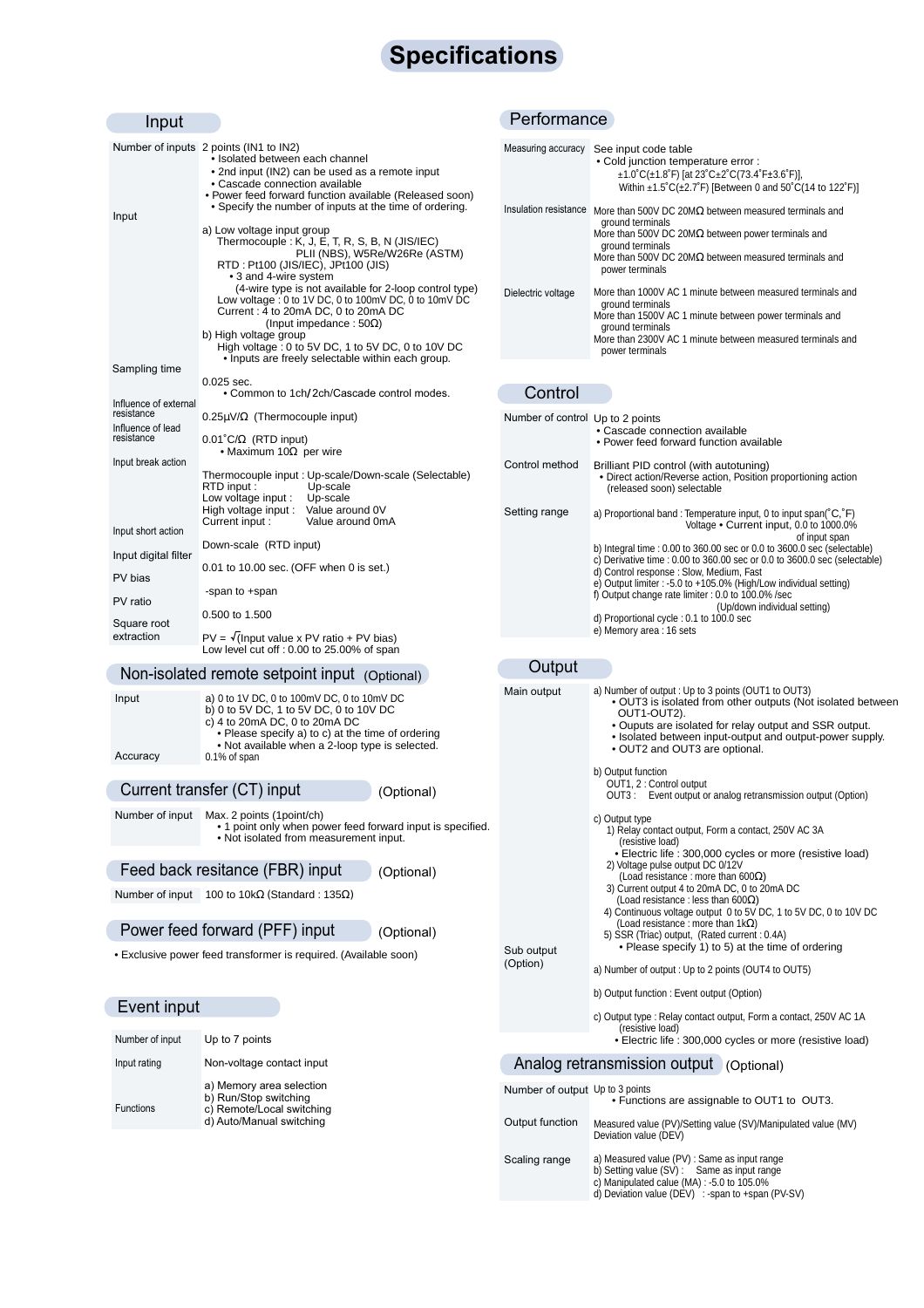# Specifications

## Input

| | |
|---|---|
| Number of inputs | 2 points (IN1 to IN2)<br>• Isolated between each channel<br>• 2nd input (IN2) can be used as a remote input<br>• Cascade connection available<br>• Power feed forward function available (Released soon)<br>• Specify the number of inputs at the time of ordering. |
| Input | a) Low voltage input group<br>Thermocouple : K, J, E, T, R, S, B, N (JIS/IEC)<br>PLII (NBS), W5Re/W26Re (ASTM)<br>RTD : Pt100 (JIS/IEC), JPt100 (JIS)<br>• 3 and 4-wire system<br>(4-wire type is not available for 2-loop control type)<br>Low voltage : 0 to 1V DC, 0 to 100mV DC, 0 to 10mV DC<br>Current : 4 to 20mA DC, 0 to 20mA DC<br>(Input impedance : 50Ω)<br>b) High voltage group<br>High voltage : 0 to 5V DC, 1 to 5V DC, 0 to 10V DC<br>• Inputs are freely selectable within each group. |
| Sampling time | 0.025 sec.<br>• Common to 1ch/2ch/Cascade control modes. |
| Influence of external resistance | 0.25μV/Ω (Thermocouple input) |
| Influence of lead resistance | 0.01˚C/Ω (RTD input)<br>• Maximum 10Ω per wire |
| Input break action | Thermocouple input : Up-scale/Down-scale (Selectable)<br>RTD input : Up-scale<br>Low voltage input : Up-scale<br>High voltage input : Value around 0V<br>Current input : Value around 0mA |
| Input short action | Down-scale (RTD input) |
| Input digital filter | 0.01 to 10.00 sec. (OFF when 0 is set.) |
| PV bias | -span to +span |
| PV ratio | 0.500 to 1.500 |
| Square root extraction | PV = $\sqrt{\text{Input value x PV ratio + PV bias}}$<br>Low level cut off : 0.00 to 25.00% of span |

## Non-isolated remote setpoint input (Optional)

| | |
|---|---|
| Input | a) 0 to 1V DC, 0 to 100mV DC, 0 to 10mV DC<br>b) 0 to 5V DC, 1 to 5V DC, 0 to 10V DC<br>c) 4 to 20mA DC, 0 to 20mA DC<br>• Please specify a) to c) at the time of ordering<br>• Not available when a 2-loop type is selected. |
| Accuracy | 0.1% of span |

## Current transfer (CT) input (Optional)

| | |
|---|---|
| Number of input | Max. 2 points (1point/ch)<br>• 1 point only when power feed forward input is specified.<br>• Not isolated from measurement input. |

## Feed back resitance (FBR) input (Optional)

| | |
|---|---|
| Number of input | 100 to 10kΩ (Standard : 135Ω) |

## Power feed forward (PFF) input (Optional)

• Exclusive power feed transformer is required. (Available soon)

## Event input

| | |
|---|---|
| Number of input | Up to 7 points |
| Input rating | Non-voltage contact input |
| Functions | a) Memory area selection<br>b) Run/Stop switching<br>c) Remote/Local switching<br>d) Auto/Manual switching |

## Performance

| | |
|---|---|
| Measuring accuracy | See input code table<br>• Cold junction temperature error :<br>±1.0˚C(±1.8˚F) [at 23˚C±2˚C(73.4˚F±3.6˚F)],<br>Within ±1.5˚C(±2.7˚F) [Between 0 and 50˚C(14 to 122˚F)] |
| Insulation resistance | More than 500V DC 20MΩ between measured terminals and ground terminals<br>More than 500V DC 20MΩ between power terminals and ground terminals<br>More than 500V DC 20MΩ between measured terminals and power terminals |
| Dielectric voltage | More than 1000V AC 1 minute between measured terminals and ground terminals<br>More than 1500V AC 1 minute between power terminals and ground terminals<br>More than 2300V AC 1 minute between measured terminals and power terminals |

## Control

| | |
|---|---|
| Number of control | Up to 2 points<br>• Cascade connection available<br>• Power feed forward function available |
| Control method | Brilliant PID control (with autotuning)<br>• Direct action/Reverse action, Position proportioning action (released soon) selectable |
| Setting range | a) Proportional band : Temperature input, 0 to input span(˚C,˚F)<br>Voltage • Current input, 0.0 to 1000.0% of input span<br>b) Integral time : 0.00 to 360.00 sec or 0.0 to 3600.0 sec (selectable)<br>c) Derivative time : 0.00 to 360.00 sec or 0.0 to 3600.0 sec (selectable)<br>d) Control response : Slow, Medium, Fast<br>e) Output limiter : -5.0 to +105.0% (High/Low individual setting)<br>f) Output change rate limiter : 0.0 to 100.0% /sec<br>(Up/down individual setting)<br>d) Proportional cycle : 0.1 to 100.0 sec<br>e) Memory area : 16 sets |

## Output

| | |
|---|---|
| Main output | a) Number of output : Up to 3 points (OUT1 to OUT3)<br>• OUT3 is isolated from other outputs (Not isolated between OUT1-OUT2).<br>• Ouputs are isolated for relay output and SSR output.<br>• Isolated between input-output and output-power supply.<br>• OUT2 and OUT3 are optional.<br><br>b) Output function<br>OUT1, 2 : Control output<br>OUT3 : Event output or analog retransmission output (Option)<br><br>c) Output type<br>1) Relay contact output, Form a contact, 250V AC 3A (resistive load)<br>• Electric life : 300,000 cycles or more (resistive load)<br>2) Voltage pulse output DC 0/12V (Load resistance : more than 600Ω)<br>3) Current output 4 to 20mA DC, 0 to 20mA DC (Load resistance : less than 600Ω)<br>4) Continuous voltage output 0 to 5V DC, 1 to 5V DC, 0 to 10V DC (Load resistance : more than 1kΩ)<br>5) SSR (Triac) output, (Rated current : 0.4A)<br>• Please specify 1) to 5) at the time of ordering |
| Sub output (Option) | a) Number of output : Up to 2 points (OUT4 to OUT5)<br><br>b) Output function : Event output (Option)<br><br>c) Output type : Relay contact output, Form a contact, 250V AC 1A (resistive load)<br>• Electric life : 300,000 cycles or more (resistive load) |

## Analog retransmission output (Optional)

| | |
|---|---|
| Number of output | Up to 3 points<br>• Functions are assignable to OUT1 to OUT3. |
| Output function | Measured value (PV)/Setting value (SV)/Manipulated value (MV)<br>Deviation value (DEV) |
| Scaling range | a) Measured value (PV) : Same as input range<br>b) Setting value (SV) : Same as input range<br>c) Manipulated calue (MA) : -5.0 to 105.0%<br>d) Deviation value (DEV) : -span to +span (PV-SV) |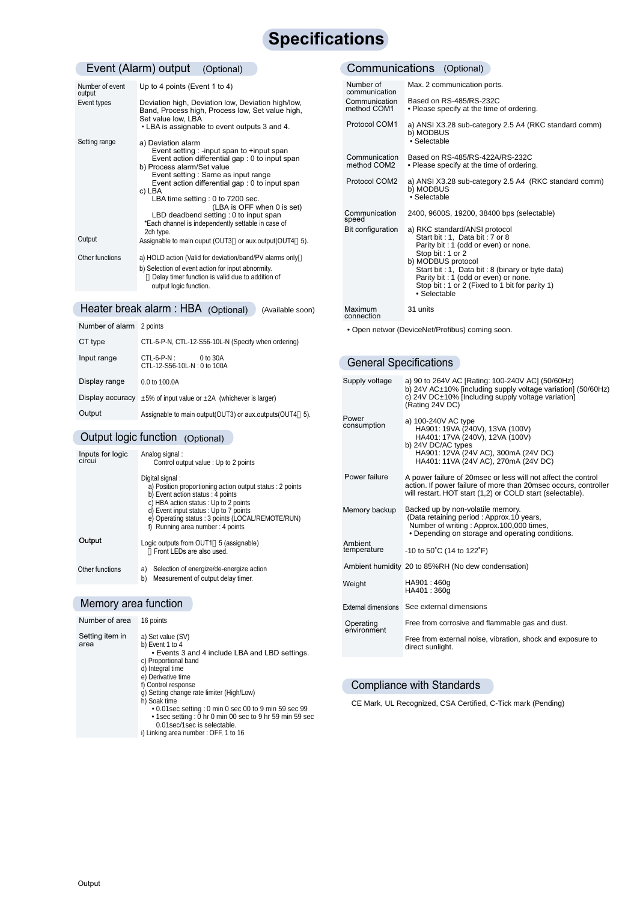# Specifications

## Event (Alarm) output (Optional)

| | |
|---|---|
| Number of event output | Up to 4 points (Event 1 to 4) |
| Event types | Deviation high, Deviation low, Deviation high/low, Band, Process high, Process low, Set value high, Set value low, LBA<br>• LBA is assignable to event outputs 3 and 4. |
| Setting range | a) Deviation alarm<br>Event setting : -input span to +input span<br>Event action differential gap : 0 to input span<br>b) Process alarm/Set value<br>Event setting : Same as input range<br>Event action differential gap : 0 to input span<br>c) LBA<br>LBA time setting : 0 to 7200 sec.<br>(LBA is OFF when 0 is set)<br>LBD deadbend setting : 0 to input span<br>*Each channel is independently settable in case of 2ch type. |
| Output | Assignable to main ouput (OUT3) or aux.output(OUT4～5). |
| Other functions | a) HOLD action (Valid for deviation/band/PV alarms only)<br>b) Selection of event action for input abnormity.<br>Delay timer function is valid due to addition of output logic function. |

## Heater break alarm : HBA (Optional) (Available soon)

| | |
|---|---|
| Number of alarm | 2 points |
| CT type | CTL-6-P-N, CTL-12-S56-10L-N (Specify when ordering) |
| Input range | CTL-6-P-N : 0 to 30A<br>CTL-12-S56-10L-N : 0 to 100A |
| Display range | 0.0 to 100.0A |
| Display accuracy | ±5% of input value or ±2A (whichever is larger) |
| Output | Assignable to main output(OUT3) or aux.outputs(OUT4～5). |

## Output logic function (Optional)

| | |
|---|---|
| Inputs for logic circui | Analog signal :<br>Control output value : Up to 2 points<br><br>Digital signal :<br>a) Position proportioning action output status : 2 points<br>b) Event action status : 4 points<br>c) HBA action status : Up to 2 points<br>d) Event input status : Up to 7 points<br>e) Operating status : 3 points (LOCAL/REMOTE/RUN)<br>f) Running area number : 4 points |
| **Output** | Logic outputs from OUT1～5 (assignable)<br>Front LEDs are also used. |
| Other functions | a) Selection of energize/de-energize action<br>b) Measurement of output delay timer. |

## Memory area function

| | |
|---|---|
| Number of area | 16 points |
| Setting item in area | a) Set value (SV)<br>b) Event 1 to 4<br>• Events 3 and 4 include LBA and LBD settings.<br>c) Proportional band<br>d) Integral time<br>e) Derivative time<br>f) Control response<br>g) Setting change rate limiter (High/Low)<br>h) Soak time<br>• 0.01sec setting : 0 min 0 sec 00 to 9 min 59 sec 99<br>• 1sec setting : 0 hr 0 min 00 sec to 9 hr 59 min 59 sec<br>0.01sec/1sec is selectable.<br>i) Linking area number : OFF, 1 to 16 |

## Communications (Optional)

| | |
|---|---|
| Number of communication | Max. 2 communication ports. |
| Communication method COM1 | Based on RS-485/RS-232C<br>• Please specify at the time of ordering. |
| Protocol COM1 | a) ANSI X3.28 sub-category 2.5 A4 (RKC standard comm)<br>b) MODBUS<br>• Selectable |
| Communication method COM2 | Based on RS-485/RS-422A/RS-232C<br>• Please specify at the time of ordering. |
| Protocol COM2 | a) ANSI X3.28 sub-category 2.5 A4 (RKC standard comm)<br>b) MODBUS<br>• Selectable |
| Communication speed | 2400, 9600S, 19200, 38400 bps (selectable) |
| Bit configuration | a) RKC standard/ANSI protocol<br>Start bit : 1, Data bit : 7 or 8<br>Parity bit : 1 (odd or even) or none.<br>Stop bit : 1 or 2<br>b) MODBUS protocol<br>Start bit : 1, Data bit : 8 (binary or byte data)<br>Parity bit : 1 (odd or even) or none.<br>Stop bit : 1 or 2 (Fixed to 1 bit for parity 1)<br>• Selectable |
| Maximum connection | 31 units |

• Open networ (DeviceNet/Profibus) coming soon.

## General Specifications

| | |
|---|---|
| Supply voltage | a) 90 to 264V AC [Rating: 100-240V AC] (50/60Hz)<br>b) 24V AC±10% [including supply voltage variation] (50/60Hz)<br>c) 24V DC±10% [Including supply voltage variation] (Rating 24V DC) |
| Power consumption | a) 100-240V AC type<br>HA901: 19VA (240V), 13VA (100V)<br>HA401: 17VA (240V), 12VA (100V)<br>b) 24V DC/AC types<br>HA901: 12VA (24V AC), 300mA (24V DC)<br>HA401: 11VA (24V AC), 270mA (24V DC) |
| Power failure | A power failure of 20msec or less will not affect the control action. If power failure of more than 20msec occurs, controller will restart. HOT start (1,2) or COLD start (selectable). |
| Memory backup | Backed up by non-volatile memory.<br>(Data retaining period : Approx.10 years,<br>Number of writing : Approx.100,000 times,<br>• Depending on storage and operating conditions. |
| Ambient temperature | -10 to 50˚C (14 to 122˚F) |
| Ambient humidity | 20 to 85%RH (No dew condensation) |
| Weight | HA901 : 460g<br>HA401 : 360g |
| External dimensions | See external dimensions |
| Operating environment | Free from corrosive and flammable gas and dust.<br><br>Free from external noise, vibration, shock and exposure to direct sunlight. |

## Compliance with Standards

CE Mark, UL Recognized, CSA Certified, C-Tick mark (Pending)

Output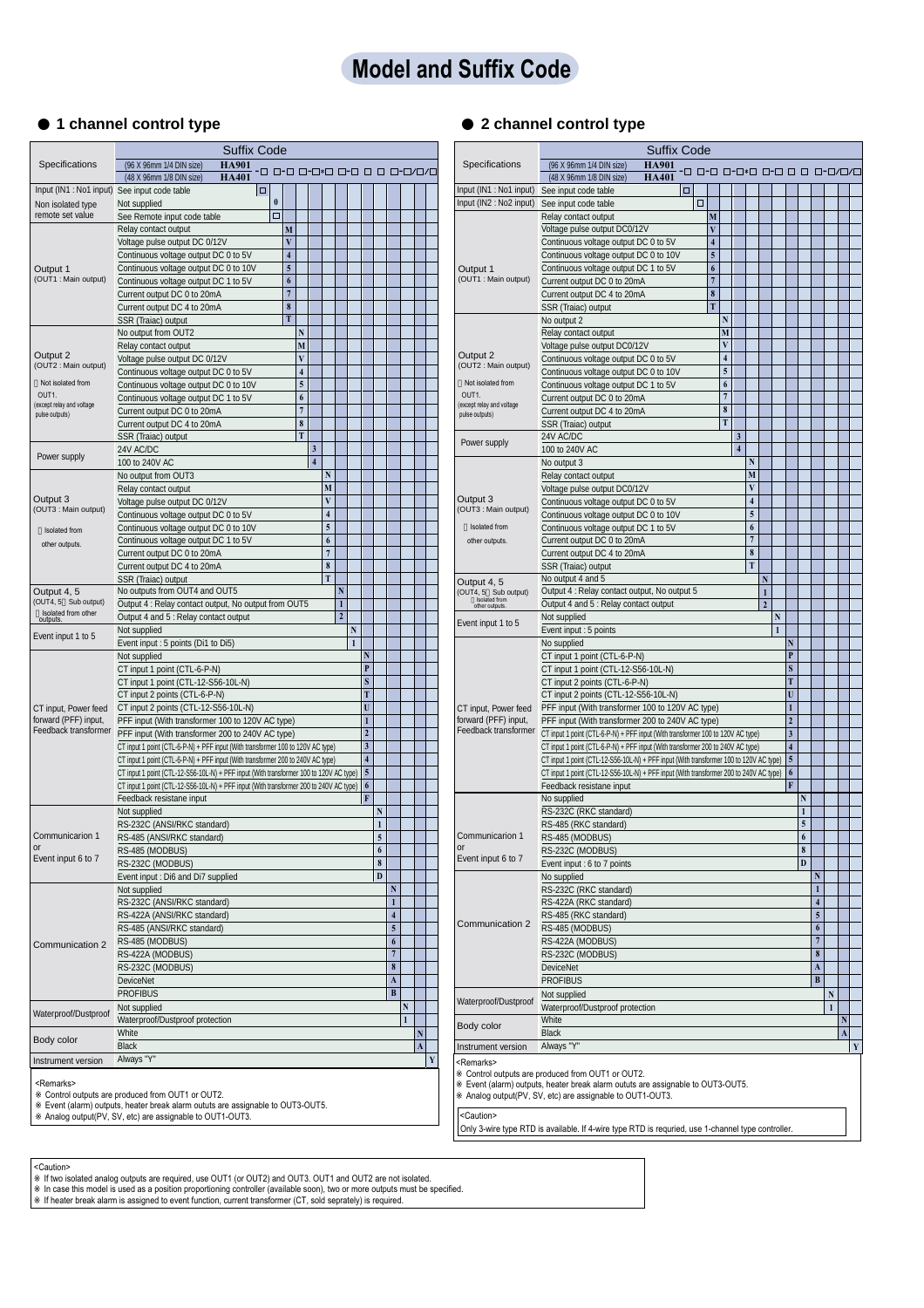# Model and Suffix Code

## ● 1 channel control type

Suffix Code: HA901 (96 X 96mm 1/4 DIN size) / HA401 (48 X 96mm 1/8 DIN size) -□ □-□ □-□*□ □-□ □ □ □-□/□/□

| Specifications | Description | Code |
|---|---|---|
| Input (IN1 : No1 input) | See input code table | □ |
| Non isolated type | Not supplied | 0 |
| remote set value | See Remote input code table | □ |
| Output 1 (OUT1 : Main output) | Relay contact output | M |
| | Voltage pulse output DC 0/12V | V |
| | Continuous voltage output DC 0 to 5V | 4 |
| | Continuous voltage output DC 0 to 10V | 5 |
| | Continuous voltage output DC 1 to 5V | 6 |
| | Current output DC 0 to 20mA | 7 |
| | Current output DC 4 to 20mA | 8 |
| | SSR (Traiac) output | T |
| Output 2 (OUT2 : Main output) ※ Not isolated from OUT1. (except relay and voltage pulse outputs) | No output from OUT2 | N |
| | Relay contact output | M |
| | Voltage pulse output DC 0/12V | V |
| | Continuous voltage output DC 0 to 5V | 4 |
| | Continuous voltage output DC 0 to 10V | 5 |
| | Continuous voltage output DC 1 to 5V | 6 |
| | Current output DC 0 to 20mA | 7 |
| | Current output DC 4 to 20mA | 8 |
| | SSR (Traiac) output | T |
| Power supply | 24V AC/DC | 3 |
| | 100 to 240V AC | 4 |
| Output 3 (OUT3 : Main output) ※ Isolated from other outputs. | No output from OUT3 | N |
| | Relay contact output | M |
| | Voltage pulse output DC 0/12V | V |
| | Continuous voltage output DC 0 to 5V | 4 |
| | Continuous voltage output DC 0 to 10V | 5 |
| | Continuous voltage output DC 1 to 5V | 6 |
| | Current output DC 0 to 20mA | 7 |
| | Current output DC 4 to 20mA | 8 |
| | SSR (Traiac) output | T |
| Output 4, 5 (OUT4, 5 : Sub output) ※ Isolated from other outputs. | No outputs from OUT4 and OUT5 | N |
| | Output 4 : Relay contact output, No output from OUT5 | 1 |
| | Output 4 and 5 : Relay contact output | 2 |
| Event input 1 to 5 | Not supplied | N |
| | Event input : 5 points (Di1 to Di5) | 1 |
| CT input, Power feed forward (PFF) input, Feedback transformer | Not supplied | N |
| | CT input 1 point (CTL-6-P-N) | P |
| | CT input 1 point (CTL-12-S56-10L-N) | S |
| | CT input 2 points (CTL-6-P-N) | T |
| | CT input 2 points (CTL-12-S56-10L-N) | U |
| | PFF input (With transformer 100 to 120V AC type) | 1 |
| | PFF input (With transformer 200 to 240V AC type) | 2 |
| | CT input 1 point (CTL-6-P-N) + PFF input (With transformer 100 to 120V AC type) | 3 |
| | CT input 1 point (CTL-6-P-N) + PFF input (With transformer 200 to 240V AC type) | 4 |
| | CT input 1 point (CTL-12-S56-10L-N) + PFF input (With transformer 100 to 120V AC type) | 5 |
| | CT input 1 point (CTL-12-S56-10L-N) + PFF input (With transformer 200 to 240V AC type) | 6 |
| | Feedback resistane input | F |
| Communicarion 1 or Event input 6 to 7 | Not supplied | N |
| | RS-232C (ANSI/RKC standard) | 1 |
| | RS-485 (ANSI/RKC standard) | 5 |
| | RS-485 (MODBUS) | 6 |
| | RS-232C (MODBUS) | 8 |
| | Event input : Di6 and Di7 supplied | D |
| Communication 2 | Not supplied | N |
| | RS-232C (ANSI/RKC standard) | 1 |
| | RS-422A (ANSI/RKC standard) | 4 |
| | RS-485 (ANSI/RKC standard) | 5 |
| | RS-485 (MODBUS) | 6 |
| | RS-422A (MODBUS) | 7 |
| | RS-232C (MODBUS) | 8 |
| | DeviceNet | A |
| | PROFIBUS | B |
| Waterproof/Dustproof | Not supplied | N |
| | Waterproof/Dustproof protection | 1 |
| Body color | White | N |
| | Black | A |
| Instrument version | Always "Y" | Y |

<Remarks>

※ Control outputs are produced from OUT1 or OUT2.
※ Event (alarm) outputs, heater break alarm oututs are assignable to OUT3-OUT5.
※ Analog output(PV, SV, etc) are assignable to OUT1-OUT3.

## ● 2 channel control type

Suffix Code: HA901 (96 X 96mm 1/4 DIN size) / HA401 (48 X 96mm 1/8 DIN size) -□ □-□ □-□*□ □-□ □ □ □-□/□/□

| Specifications | Description | Code |
|---|---|---|
| Input (IN1 : No1 input) | See input code table | □ |
| Input (IN2 : No2 input) | See input code table | □ |
| Output 1 (OUT1 : Main output) | Relay contact output | M |
| | Voltage pulse output DC0/12V | V |
| | Continuous voltage output DC 0 to 5V | 4 |
| | Continuous voltage output DC 0 to 10V | 5 |
| | Continuous voltage output DC 1 to 5V | 6 |
| | Current output DC 0 to 20mA | 7 |
| | Current output DC 4 to 20mA | 8 |
| | SSR (Traiac) output | T |
| Output 2 (OUT2 : Main output) ※ Not isolated from OUT1. (except relay and voltage pulse outputs) | No output 2 | N |
| | Relay contact output | M |
| | Voltage pulse output DC0/12V | V |
| | Continuous voltage output DC 0 to 5V | 4 |
| | Continuous voltage output DC 0 to 10V | 5 |
| | Continuous voltage output DC 1 to 5V | 6 |
| | Current output DC 0 to 20mA | 7 |
| | Current output DC 4 to 20mA | 8 |
| | SSR (Traiac) output | T |
| Power supply | 24V AC/DC | 3 |
| | 100 to 240V AC | 4 |
| Output 3 (OUT3 : Main output) ※ Isolated from other outputs. | No output 3 | N |
| | Relay contact output | M |
| | Voltage pulse output DC0/12V | V |
| | Continuous voltage output DC 0 to 5V | 4 |
| | Continuous voltage output DC 0 to 10V | 5 |
| | Continuous voltage output DC 1 to 5V | 6 |
| | Current output DC 0 to 20mA | 7 |
| | Current output DC 4 to 20mA | 8 |
| | SSR (Traiac) output | T |
| Output 4, 5 (OUT4, 5 : Sub output) ※ Isolated from other outputs. | No output 4 and 5 | N |
| | Output 4 : Relay contact output, No output 5 | 1 |
| | Output 4 and 5 : Relay contact output | 2 |
| Event input 1 to 5 | Not supplied | N |
| | Event input : 5 points | 1 |
| CT input, Power feed forward (PFF) input, Feedback transformer | No supplied | N |
| | CT input 1 point (CTL-6-P-N) | P |
| | CT input 1 point (CTL-12-S56-10L-N) | S |
| | CT input 2 points (CTL-6-P-N) | T |
| | CT input 2 points (CTL-12-S56-10L-N) | U |
| | PFF input (With transformer 100 to 120V AC type) | 1 |
| | PFF input (With transformer 200 to 240V AC type) | 2 |
| | CT input 1 point (CTL-6-P-N) + PFF input (With transformer 100 to 120V AC type) | 3 |
| | CT input 1 point (CTL-6-P-N) + PFF input (With transformer 200 to 240V AC type) | 4 |
| | CT input 1 point (CTL-12-S56-10L-N) + PFF input (With transformer 100 to 120V AC type) | 5 |
| | CT input 1 point (CTL-12-S56-10L-N) + PFF input (With transformer 200 to 240V AC type) | 6 |
| | Feedback resistane input | F |
| Communication 1 or Event input 6 to 7 | No supplied | N |
| | RS-232C (RKC standard) | 1 |
| | RS-485 (RKC standard) | 5 |
| | RS-485 (MODBUS) | 6 |
| | RS-232C (MODBUS) | 8 |
| | Event input : 6 to 7 points | D |
| Communication 2 | No supplied | N |
| | RS-232C (RKC standard) | 1 |
| | RS-422A (RKC standard) | 4 |
| | RS-485 (RKC standard) | 5 |
| | RS-485 (MODBUS) | 6 |
| | RS-422A (MODBUS) | 7 |
| | RS-232C (MODBUS) | 8 |
| | DeviceNet | A |
| | PROFIBUS | B |
| Waterproof/Dustproof | Not supplied | N |
| | Waterproof/Dustproof protection | 1 |
| Body color | White | N |
| | Black | A |
| Instrument version | Always "Y" | Y |

<Remarks>

※ Control outputs are produced from OUT1 or OUT2.
※ Event (alarm) outputs, heater break alarm oututs are assignable to OUT3-OUT5.
※ Analog output(PV, SV, etc) are assignable to OUT1-OUT3.

<Caution>

Only 3-wire type RTD is available. If 4-wire type RTD is requried, use 1-channel type controller.

<Caution>

※ If two isolated analog outputs are required, use OUT1 (or OUT2) and OUT3. OUT1 and OUT2 are not isolated.
※ In case this model is used as a position proportioning controller (available soon), two or more outputs must be specified.
※ If heater break alarm is assigned to event function, current transformer (CT, sold seprately) is required.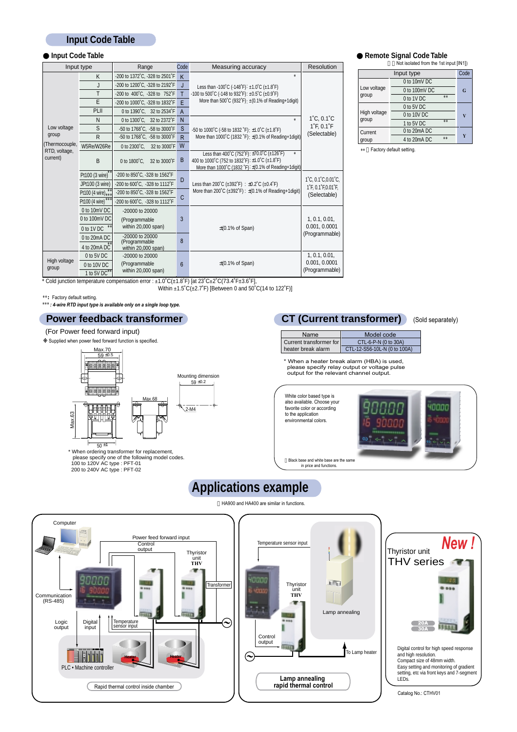## Input Code Table

### ● Input Code Table

| Input type | | Range | Code | Measuring accuracy | Resolution |
|---|---|---|---|---|---|
| Low voltage group (Thermocouple, RTD, voltage, current) | K | -200 to 1372°C, -328 to 2501°F | K | * Less than -100°C (-148°F): ±1.0°C (±1.8°F) -100 to 500°C (-148 to 932°F): ±0.5°C (±0.9°F) More than 500°C (932°F): ±(0.1% of Reading+1digit) | 1°C, 0.1°C 1°F, 0.1°F (Selectable) |
| | J | -200 to 1200°C, -328 to 2192°F | J | | |
| | T | -200 to 400°C, -328 to 752°F | T | | |
| | E | -200 to 1000°C, -328 to 1832°F | E | | |
| | PLII | 0 to 1390°C, 32 to 2534°F | A | | |
| | N | 0 to 1300°C, 32 to 2372°F | N | * -50 to 1000°C (-58 to 1832°F): ±1.0°C (±1.8°F) More than 1000°C (1832°F): ±(0.1% of Reading+1digit) | |
| | S | -50 to 1768°C, -58 to 3000°F | S | | |
| | R | -50 to 1768°C, -58 to 3000°F | R | | |
| | W5Re/W26Re | 0 to 2300°C, 32 to 3000°F | W | | |
| | B | 0 to 1800°C, 32 to 3000°F | B | * Less than 400°C (752°F): ±70.0°C (±126°F) 400 to 1000°C (752 to 1832°F): ±1.0°C (±1.8°F) More than 1000°C (1832°F): ±(0.1% of Reading+1digit) | |
| | Pt100 (3 wire)** | -200 to 850°C, -328 to 1562°F | D | Less than 200°C (±392°F) : ±0.2°C (±0.4°F) More than 200°C (±392°F) : ±(0.1% of Reading+1digit) | 1°C, 0.1°C,0.01°C, 1°F, 0.1°F,0.01°F, (Selectable) |
| | JPt100 (3 wire) | -200 to 600°C, -328 to 1112°F | D | | |
| | Pt100 (4 wire)*** | -200 to 850°C, -328 to 1562°F | C | | |
| | JPt100 (4 wire)*** | -200 to 600°C, -328 to 1112°F | C | | |
| | 0 to 10mV DC | -20000 to 20000 (Programmable within 20,000 span) | 3 | ±(0.1% of Span) | 1, 0.1, 0.01, 0.001, 0.0001 (Programmable) |
| | 0 to 100mV DC | | 3 | | |
| | 0 to 1V DC ** | | 3 | | |
| | 0 to 20mA DC | -20000 to 20000 (Programmable within 20,000 span) | 8 | | |
| | 4 to 20mA DC ** | | 8 | | |
| High voltage group | 0 to 5V DC | -20000 to 20000 (Programmable within 20,000 span) | 6 | ±(0.1% of Span) | 1, 0.1, 0.01, 0.001, 0.0001 (Programmable) |
| | 0 to 10V DC | | 6 | | |
| | 1 to 5V DC** | | 6 | | |

\* Cold junction temperature compensation error : ±1.0°C(±1.8°F) [at 23°C±2°C(73.4°F±3.6°F],
Within ±1.5°C(±2.7°F) [Between 0 and 50°C(14 to 122°F)]

**: Factory default setting.

*** : *4-wire RTD input type is available only on a single loop type.*

### ● Remote Signal Code Table

Not isolated from the 1st input [IN1])

| Input type | | Code |
|---|---|---|
| Low voltage group | 0 to 10mV DC | G |
| | 0 to 100mV DC | G |
| | 0 to 1V DC ** | G |
| High voltage group | 0 to 5V DC | V |
| | 0 to 10V DC | V |
| | 1 to 5V DC ** | V |
| Current group | 0 to 20mA DC | Y |
| | 4 to 20mA DC ** | Y |

** Factory default setting.

## Power feedback transformer

(For Power feed forward input)

❖ Supplied when power feed forward function is specified.

Max.70
59 ±0.5
Max.63
50 ±1
Max.68
Mounting dimension
59 ±0.2
2-M4

\* When ordering transformer for replacement, please specify one of the following model codes.
100 to 120V AC type : PFT-01
200 to 240V AC type : PFT-02

## CT (Current transformer) (Sold separately)

| Name | Model code |
|---|---|
| Current transformer for heater break alarm | CTL-6-P-N (0 to 30A) |
| | CTL-12-S56-10L-N (0 to 100A) |

\* When a heater break alarm (HBA) is used, please specify relay output or voltage pulse output for the relevant channel output.

White color based type is also available. Choose your favorite color or according to the application environmental colors.

Black base and white base are the same in price and functions.

## Applications example

HA900 and HA400 are similar in functions.

Computer
Communication (RS-485)
Power feed forward input
Control output
Thyristor unit THV
Transformer
Logic output
Digital input
Temperature sensor input
PLC • Machine controller
Heater
Heater
Rapid thermal control inside chamber

Temperature sensor input
Thyristor unit THV
Lamp annealing
Control output
To Lamp heater
Lamp annealing rapid thermal control

Thyristor unit THV series
New !
20A
30A

Digital control for high speed response and high resolution.
Compact size of 48mm width.
Easy setting and monitoring of gradient setting, etc via front keys and 7-segment LEDs.

Catalog No.: CTHV01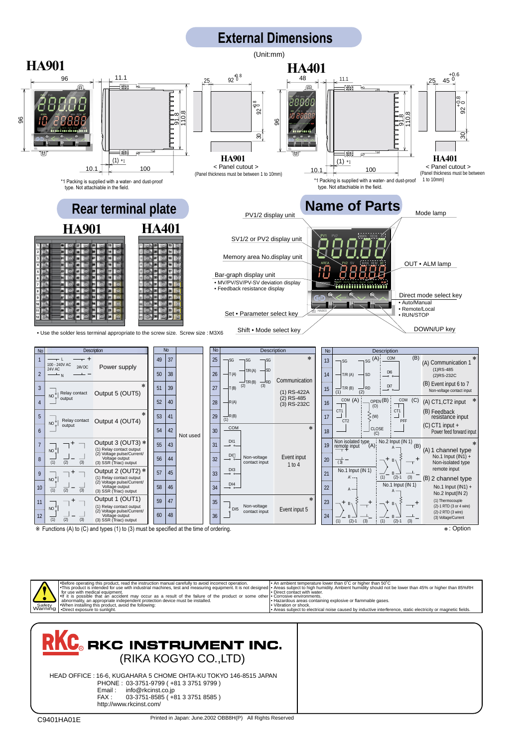# External Dimensions

(Unit:mm)

## HA901

96

11.1

96

91.8

110.8

(1) *1

10.1

100

*1 Packing is supplied with a water- and dust-proof type. Not attachiable in the field.

25

92 +0.8 0

92 +0.8 0

30

**HA901**
< Panel cutout >
(Panel thickness must be between 1 to 10mm)

## HA401

48

11.1

96

91.8

110.8

(1) *1

10.1

100

*1 Packing is supplied with a water- and dust-proof type. Not attachiable in the field.

25

45 +0.6 0

92 +0.8 0

30

**HA401**
< Panel cutout >
(Panel thickness must be between 1 to 10mm)

# Rear terminal plate

**HA901** **HA401**

• Use the solder less terminal appropriate to the screw size. Screw size : M3X6

# Name of Parts

- PV1/2 display unit
- SV1/2 or PV2 display unit
- Memory area No.display unit
- Bar-graph display unit
  - MV/PV/SV/PV-SV deviation display
  - Feedback resistance display
- Set • Parameter select key
- Shift • Mode select key
- Mode lamp
- OUT • ALM lamp
- Direct mode select key
  - Auto/Manual
  - Remote/Local
  - RUN/STOP
- DOWN/UP key

| No | Description | |
|---|---|---|
| 1 | 100 - 240V AC L / 24V DC + | Power supply |
| 2 | 100 - 240V AC N / 24V DC − | Power supply |
| 3 | NO Relay contact output | Output 5 (OUT5) * |
| 4 | NO Relay contact output | Output 5 (OUT5) * |
| 5 | NO Relay contact output | Output 4 (OUT4) * |
| 6 | NO Relay contact output | Output 4 (OUT4) * |
| 7 | NO (1) + (2) (3) | Output 3 (OUT3) * (1) Relay contact output (2) Voltage pulse/Current/Voltage output (3) SSR (Triac) output |
| 8 | (1) − (2) (3) | Output 3 (OUT3) * |
| 9 | NO (1) + (2) (3) | Output 2 (OUT2) * (1) Relay contact output (2) Voltage pulse/Current/Voltage output (3) SSR (Triac) output |
| 10 | (1) − (2) (3) | Output 2 (OUT2) * |
| 11 | NO (1) + (2) (3) | Output 1 (OUT1) (1) Relay contact output (2) Voltage pulse/Current/Voltage output (3) SSR (Triac) output |
| 12 | (1) − (2) (3) | Output 1 (OUT1) |

| No | No | Description |
|---|---|---|
| 49 | 37 | Not used |
| 50 | 38 | Not used |
| 51 | 39 | Not used |
| 52 | 40 | Not used |
| 53 | 41 | Not used |
| 54 | 42 | Not used |
| 55 | 43 | Not used |
| 56 | 44 | Not used |
| 57 | 45 | Not used |
| 58 | 46 | Not used |
| 59 | 47 | Not used |
| 60 | 48 | Not used |

| No | Description | |
|---|---|---|
| 25 | SG / SG / SG | Communication * (1) RS-422A (2) RS-485 (3) RS-232C |
| 26 | T(A) / T/R (A) / SD | Communication |
| 27 | T(B) / T/R (B) (2) / RD (3) | Communication |
| 28 | R(A) | Communication |
| 29 | R(B) (1) | Communication |
| 30 | COM | Event input 1 to 4 * |
| 31 | DI1 | Non-voltage contact input |
| 32 | DI2 | Non-voltage contact input |
| 33 | DI3 | Non-voltage contact input |
| 34 | DI4 | Non-voltage contact input |
| 35 | DI5 | Event input 5 * Non-voltage contact input |
| 36 | | Event input 5 |

| No | Description | |
|---|---|---|
| 13 | SG (1) / SG (2) (A); COM (B) | (A) Communication 1 * (1)RS-485 (2)RS-232C |
| 14 | T/R (A) / SD; DI6 | (B) Event input 6 to 7 Non-voltage contact input |
| 15 | T/R (B) / RD; DI7 | |
| 16 | COM (A); OPEN (O) (B); COM (C) | (A) CT1,CT2 input * |
| 17 | CT1; (W); CT1 | (B) Feedback resistance input |
| 18 | CT2; CLOSE (C); PFF | (C) CT1 input + Power feed forward input |
| 19 | Non isolated type remote input (A); No.2 Input (IN 1) (B) | (A) 1 channel type * No.1 Input (IN1) + Non-isolated type remote input |
| 20 | + / − (3) | |
| 21 | No.1 Input (IN 1) A; B (1) (2)-1 (3) | (B) 2 channel type No.1 Input (IN1) + No.2 Input(IN 2) |
| 22 | A; No.1 Input (IN 1) A | (1) Thermocouple (2)-1 RTD (3 or 4 wire) (2)-2 RTD (3 wire) (3) Voltage/Current |
| 23 | + B + ; + B + | |
| 24 | B (1) (2)-1 (3); B (1) (2)-1 (3) | |

※ Functions (A) to (C) and types (1) to (3) must be specified at the time of ordering.

*: Option

**Safety Warning**

- Before operating this product, read the instruction manual carefully to avoid incorrect operation.
- This product is intended for use with industrial machines, test and measuring equipment. It is not designed for use with medical equipment.
- If it is possible that an accident may occur as a result of the failure of the product or some other abnormality, an appropriate independent protection device must be installed.
- When installing this product, avoid the following:
- Direct exposure to sunlight.
- An ambient temperature lower than 0°C or higher than 50°C
- Areas subject to high humidity. Ambient humidity should not be lower than 45% or higher than 85%RH
- Direct contact with water.
- Corrosive environments.
- Hazardous areas containing explosive or flammable gases.
- Vibration or shock.
- Areas subject to electrical noise caused by inductive interference, static electricity or magnetic fields.

**RKC® RKC INSTRUMENT INC.**
(RIKA KOGYO CO.,LTD)

HEAD OFFICE : 16-6, KUGAHARA 5 CHOME OHTA-KU TOKYO 146-8515 JAPAN
PHONE : 03-3751-9799 ( +81 3 3751 9799 )
Email : info@rkcinst.co.jp
FAX : 03-3751-8585 ( +81 3 3751 8585 )
http://www.rkcinst.com/

C9401HA01E

Printed in Japan: June.2002 OBB8H(P) All Rights Reserved